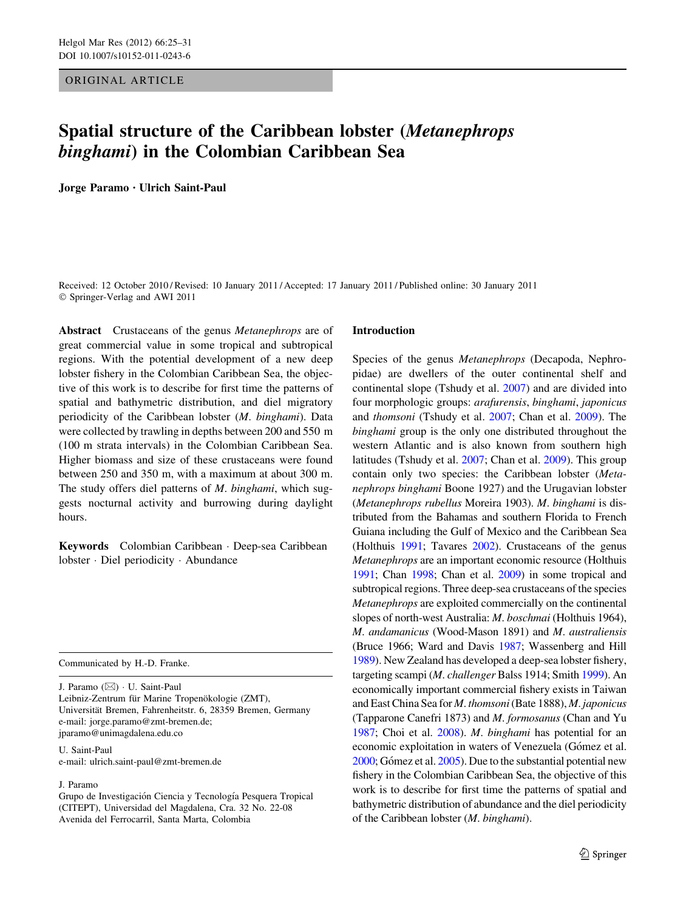ORIGINAL ARTICLE

# Spatial structure of the Caribbean lobster (*Metanephrops binghami*) in the Colombian Caribbean Sea

**Jorge Paramo · Ulrich Saint-Paul**

Received: 12 October 2010 / Revised: 10 January 2011 / Accepted: 17 January 2011 / Published online: 30 January 2011
© Springer-Verlag and AWI 2011

**Abstract** Crustaceans of the genus *Metanephrops* are of great commercial value in some tropical and subtropical regions. With the potential development of a new deep lobster fishery in the Colombian Caribbean Sea, the objective of this work is to describe for first time the patterns of spatial and bathymetric distribution, and diel migratory periodicity of the Caribbean lobster (*M. binghami*). Data were collected by trawling in depths between 200 and 550 m (100 m strata intervals) in the Colombian Caribbean Sea. Higher biomass and size of these crustaceans were found between 250 and 350 m, with a maximum at about 300 m. The study offers diel patterns of *M. binghami*, which suggests nocturnal activity and burrowing during daylight hours.

**Keywords** Colombian Caribbean · Deep-sea Caribbean lobster · Diel periodicity · Abundance

Communicated by H.-D. Franke.

J. Paramo (✉) · U. Saint-Paul
Leibniz-Zentrum für Marine Tropenökologie (ZMT), Universität Bremen, Fahrenheitstr. 6, 28359 Bremen, Germany
e-mail: jorge.paramo@zmt-bremen.de; jparamo@unimagdalena.edu.co

U. Saint-Paul
e-mail: ulrich.saint-paul@zmt-bremen.de

J. Paramo
Grupo de Investigación Ciencia y Tecnología Pesquera Tropical (CITEPT), Universidad del Magdalena, Cra. 32 No. 22-08 Avenida del Ferrocarril, Santa Marta, Colombia

## Introduction

Species of the genus *Metanephrops* (Decapoda, Nephropidae) are dwellers of the outer continental shelf and continental slope (Tshudy et al. 2007) and are divided into four morphologic groups: *arafurensis*, *binghami*, *japonicus* and *thomsoni* (Tshudy et al. 2007; Chan et al. 2009). The *binghami* group is the only one distributed throughout the western Atlantic and is also known from southern high latitudes (Tshudy et al. 2007; Chan et al. 2009). This group contain only two species: the Caribbean lobster (*Metanephrops binghami* Boone 1927) and the Urugavian lobster (*Metanephrops rubellus* Moreira 1903). *M. binghami* is distributed from the Bahamas and southern Florida to French Guiana including the Gulf of Mexico and the Caribbean Sea (Holthuis 1991; Tavares 2002). Crustaceans of the genus *Metanephrops* are an important economic resource (Holthuis 1991; Chan 1998; Chan et al. 2009) in some tropical and subtropical regions. Three deep-sea crustaceans of the species *Metanephrops* are exploited commercially on the continental slopes of north-west Australia: *M. boschmai* (Holthuis 1964), *M. andamanicus* (Wood-Mason 1891) and *M. australiensis* (Bruce 1966; Ward and Davis 1987; Wassenberg and Hill 1989). New Zealand has developed a deep-sea lobster fishery, targeting scampi (*M. challenger* Balss 1914; Smith 1999). An economically important commercial fishery exists in Taiwan and East China Sea for *M. thomsoni* (Bate 1888), *M. japonicus* (Tapparone Canefri 1873) and *M. formosanus* (Chan and Yu 1987; Choi et al. 2008). *M. binghami* has potential for an economic exploitation in waters of Venezuela (Gómez et al. 2000; Gómez et al. 2005). Due to the substantial potential new fishery in the Colombian Caribbean Sea, the objective of this work is to describe for first time the patterns of spatial and bathymetric distribution of abundance and the diel periodicity of the Caribbean lobster (*M. binghami*).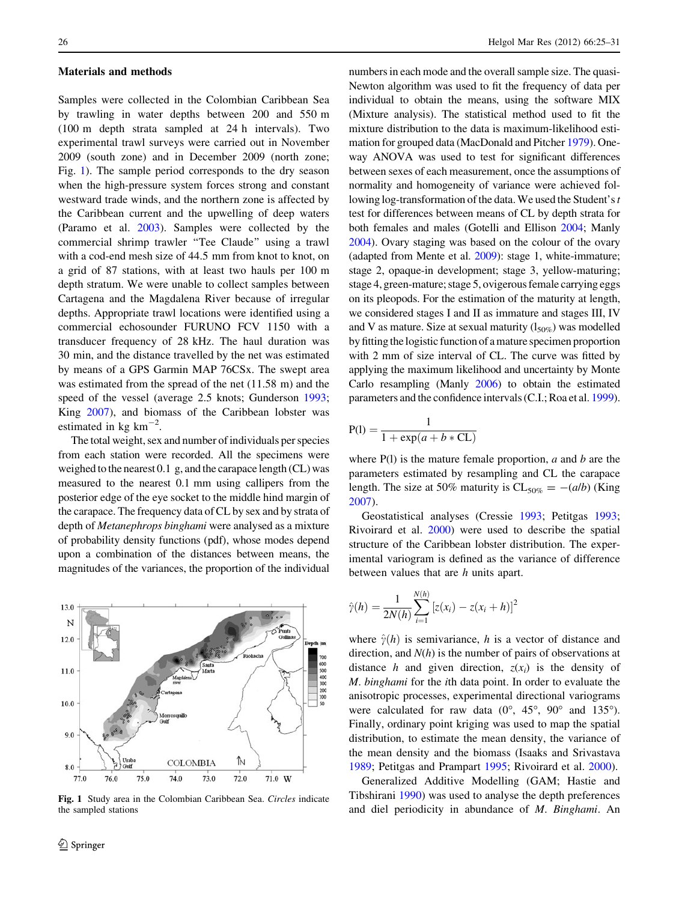## Materials and methods

Samples were collected in the Colombian Caribbean Sea by trawling in water depths between 200 and 550 m (100 m depth strata sampled at 24 h intervals). Two experimental trawl surveys were carried out in November 2009 (south zone) and in December 2009 (north zone; Fig. 1). The sample period corresponds to the dry season when the high-pressure system forces strong and constant westward trade winds, and the northern zone is affected by the Caribbean current and the upwelling of deep waters (Paramo et al. 2003). Samples were collected by the commercial shrimp trawler "Tee Claude" using a trawl with a cod-end mesh size of 44.5 mm from knot to knot, on a grid of 87 stations, with at least two hauls per 100 m depth stratum. We were unable to collect samples between Cartagena and the Magdalena River because of irregular depths. Appropriate trawl locations were identified using a commercial echosounder FURUNO FCV 1150 with a transducer frequency of 28 kHz. The haul duration was 30 min, and the distance travelled by the net was estimated by means of a GPS Garmin MAP 76CSx. The swept area was estimated from the spread of the net (11.58 m) and the speed of the vessel (average 2.5 knots; Gunderson 1993; King 2007), and biomass of the Caribbean lobster was estimated in kg km$^{-2}$.

The total weight, sex and number of individuals per species from each station were recorded. All the specimens were weighed to the nearest 0.1 g, and the carapace length (CL) was measured to the nearest 0.1 mm using callipers from the posterior edge of the eye socket to the middle hind margin of the carapace. The frequency data of CL by sex and by strata of depth of *Metanephrops binghami* were analysed as a mixture of probability density functions (pdf), whose modes depend upon a combination of the distances between means, the magnitudes of the variances, the proportion of the individual numbers in each mode and the overall sample size. The quasi-Newton algorithm was used to fit the frequency of data per individual to obtain the means, using the software MIX (Mixture analysis). The statistical method used to fit the mixture distribution to the data is maximum-likelihood estimation for grouped data (MacDonald and Pitcher 1979). One-way ANOVA was used to test for significant differences between sexes of each measurement, once the assumptions of normality and homogeneity of variance were achieved following log-transformation of the data. We used the Student's *t* test for differences between means of CL by depth strata for both females and males (Gotelli and Ellison 2004; Manly 2004). Ovary staging was based on the colour of the ovary (adapted from Mente et al. 2009): stage 1, white-immature; stage 2, opaque-in development; stage 3, yellow-maturing; stage 4, green-mature; stage 5, ovigerous female carrying eggs on its pleopods. For the estimation of the maturity at length, we considered stages I and II as immature and stages III, IV and V as mature. Size at sexual maturity ($l_{50\%}$) was modelled by fitting the logistic function of a mature specimen proportion with 2 mm of size interval of CL. The curve was fitted by applying the maximum likelihood and uncertainty by Monte Carlo resampling (Manly 2006) to obtain the estimated parameters and the confidence intervals (C.I.; Roa et al. 1999).

$$\mathrm{P(l)} = \frac{1}{1 + \exp(a + b * \mathrm{CL})}$$

where P(l) is the mature female proportion, *a* and *b* are the parameters estimated by resampling and CL the carapace length. The size at 50% maturity is $\mathrm{CL}_{50\%} = -(a/b)$ (King 2007).

Geostatistical analyses (Cressie 1993; Petitgas 1993; Rivoirard et al. 2000) were used to describe the spatial structure of the Caribbean lobster distribution. The experimental variogram is defined as the variance of difference between values that are *h* units apart.

$$\hat{\gamma}(h) = \frac{1}{2N(h)} \sum_{i=1}^{N(h)} [z(x_i) - z(x_i + h)]^2$$

where $\hat{\gamma}(h)$ is semivariance, *h* is a vector of distance and direction, and $N(h)$ is the number of pairs of observations at distance *h* and given direction, $z(x_i)$ is the density of *M. binghami* for the *i*th data point. In order to evaluate the anisotropic processes, experimental directional variograms were calculated for raw data (0°, 45°, 90° and 135°). Finally, ordinary point kriging was used to map the spatial distribution, to estimate the mean density, the variance of the mean density and the biomass (Isaaks and Srivastava 1989; Petitgas and Prampart 1995; Rivoirard et al. 2000).

Generalized Additive Modelling (GAM; Hastie and Tibshirani 1990) was used to analyse the depth preferences and diel periodicity in abundance of *M. Binghami*. An

**Fig. 1** Study area in the Colombian Caribbean Sea. *Circles* indicate the sampled stations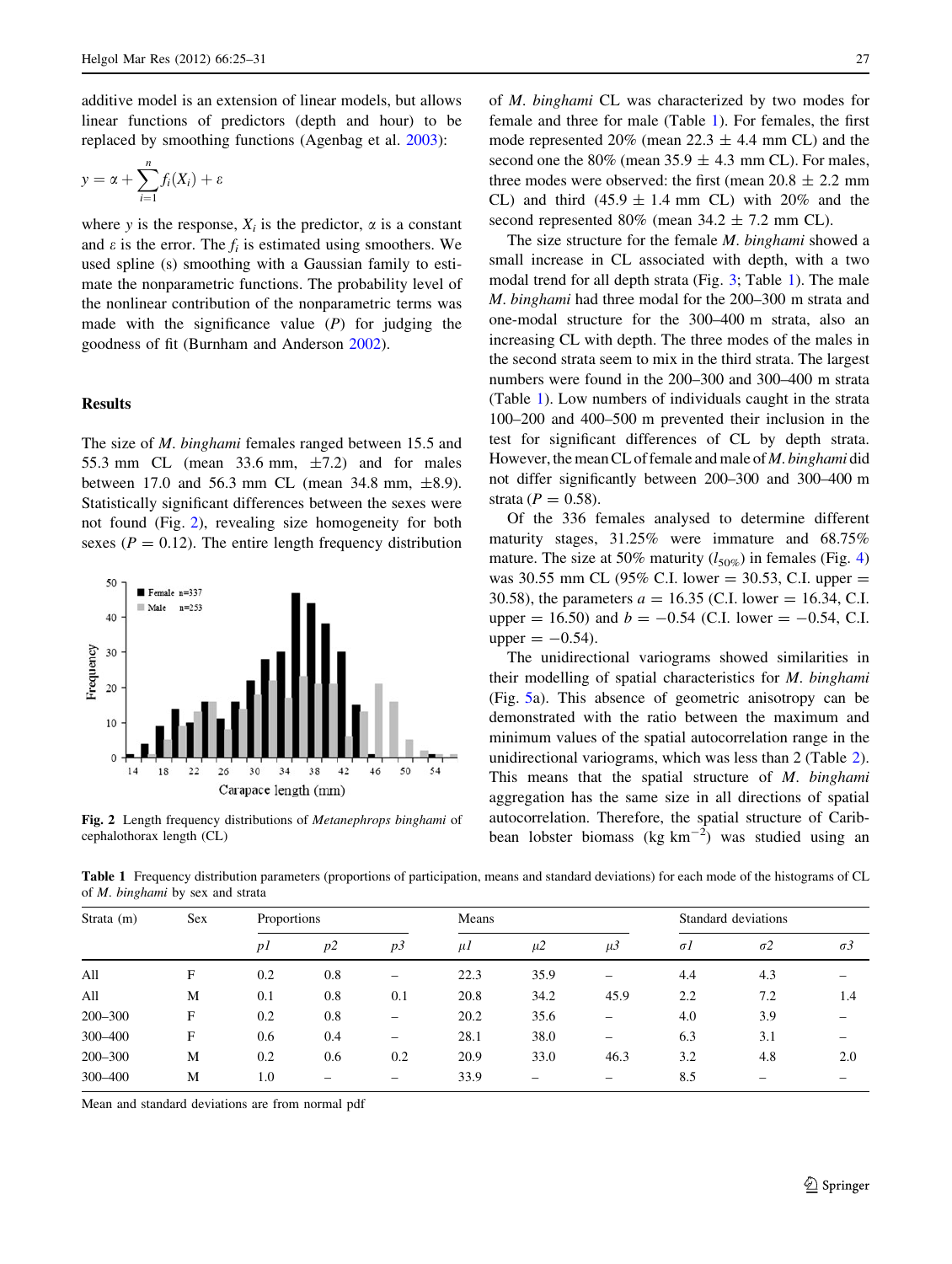additive model is an extension of linear models, but allows linear functions of predictors (depth and hour) to be replaced by smoothing functions (Agenbag et al. 2003):

$$y = \alpha + \sum_{i=1}^{n} f_i(X_i) + \varepsilon$$

where $y$ is the response, $X_i$ is the predictor, $\alpha$ is a constant and $\varepsilon$ is the error. The $f_i$ is estimated using smoothers. We used spline (s) smoothing with a Gaussian family to estimate the nonparametric functions. The probability level of the nonlinear contribution of the nonparametric terms was made with the significance value ($P$) for judging the goodness of fit (Burnham and Anderson 2002).

## Results

The size of *M. binghami* females ranged between 15.5 and 55.3 mm CL (mean 33.6 mm, ±7.2) and for males between 17.0 and 56.3 mm CL (mean 34.8 mm, ±8.9). Statistically significant differences between the sexes were not found (Fig. 2), revealing size homogeneity for both sexes ($P = 0.12$). The entire length frequency distribution of *M. binghami* CL was characterized by two modes for female and three for male (Table 1). For females, the first mode represented 20% (mean 22.3 ± 4.4 mm CL) and the second one the 80% (mean 35.9 ± 4.3 mm CL). For males, three modes were observed: the first (mean 20.8 ± 2.2 mm CL) and third (45.9 ± 1.4 mm CL) with 20% and the second represented 80% (mean 34.2 ± 7.2 mm CL).

**Fig. 2** Length frequency distributions of *Metanephrops binghami* of cephalothorax length (CL)

The size structure for the female *M. binghami* showed a small increase in CL associated with depth, with a two modal trend for all depth strata (Fig. 3; Table 1). The male *M. binghami* had three modal for the 200–300 m strata and one-modal structure for the 300–400 m strata, also an increasing CL with depth. The three modes of the males in the second strata seem to mix in the third strata. The largest numbers were found in the 200–300 and 300–400 m strata (Table 1). Low numbers of individuals caught in the strata 100–200 and 400–500 m prevented their inclusion in the test for significant differences of CL by depth strata. However, the mean CL of female and male of *M. binghami* did not differ significantly between 200–300 and 300–400 m strata ($P = 0.58$).

Of the 336 females analysed to determine different maturity stages, 31.25% were immature and 68.75% mature. The size at 50% maturity ($l_{50\%}$) in females (Fig. 4) was 30.55 mm CL (95% C.I. lower = 30.53, C.I. upper = 30.58), the parameters $a = 16.35$ (C.I. lower = 16.34, C.I. upper = 16.50) and $b = -0.54$ (C.I. lower = −0.54, C.I. upper = −0.54).

The unidirectional variograms showed similarities in their modelling of spatial characteristics for *M. binghami* (Fig. 5a). This absence of geometric anisotropy can be demonstrated with the ratio between the maximum and minimum values of the spatial autocorrelation range in the unidirectional variograms, which was less than 2 (Table 2). This means that the spatial structure of *M. binghami* aggregation has the same size in all directions of spatial autocorrelation. Therefore, the spatial structure of Caribbean lobster biomass (kg km$^{-2}$) was studied using an

**Table 1** Frequency distribution parameters (proportions of participation, means and standard deviations) for each mode of the histograms of CL of *M. binghami* by sex and strata

| Strata (m) | Sex | Proportions | | | Means | | | Standard deviations | | |
|---|---|---|---|---|---|---|---|---|---|---|
| | | *p1* | *p2* | *p3* | *μ1* | *μ2* | *μ3* | *σ1* | *σ2* | *σ3* |
| All | F | 0.2 | 0.8 | – | 22.3 | 35.9 | – | 4.4 | 4.3 | – |
| All | M | 0.1 | 0.8 | 0.1 | 20.8 | 34.2 | 45.9 | 2.2 | 7.2 | 1.4 |
| 200–300 | F | 0.2 | 0.8 | – | 20.2 | 35.6 | – | 4.0 | 3.9 | – |
| 300–400 | F | 0.6 | 0.4 | – | 28.1 | 38.0 | – | 6.3 | 3.1 | – |
| 200–300 | M | 0.2 | 0.6 | 0.2 | 20.9 | 33.0 | 46.3 | 3.2 | 4.8 | 2.0 |
| 300–400 | M | 1.0 | – | – | 33.9 | – | – | 8.5 | – | – |

Mean and standard deviations are from normal pdf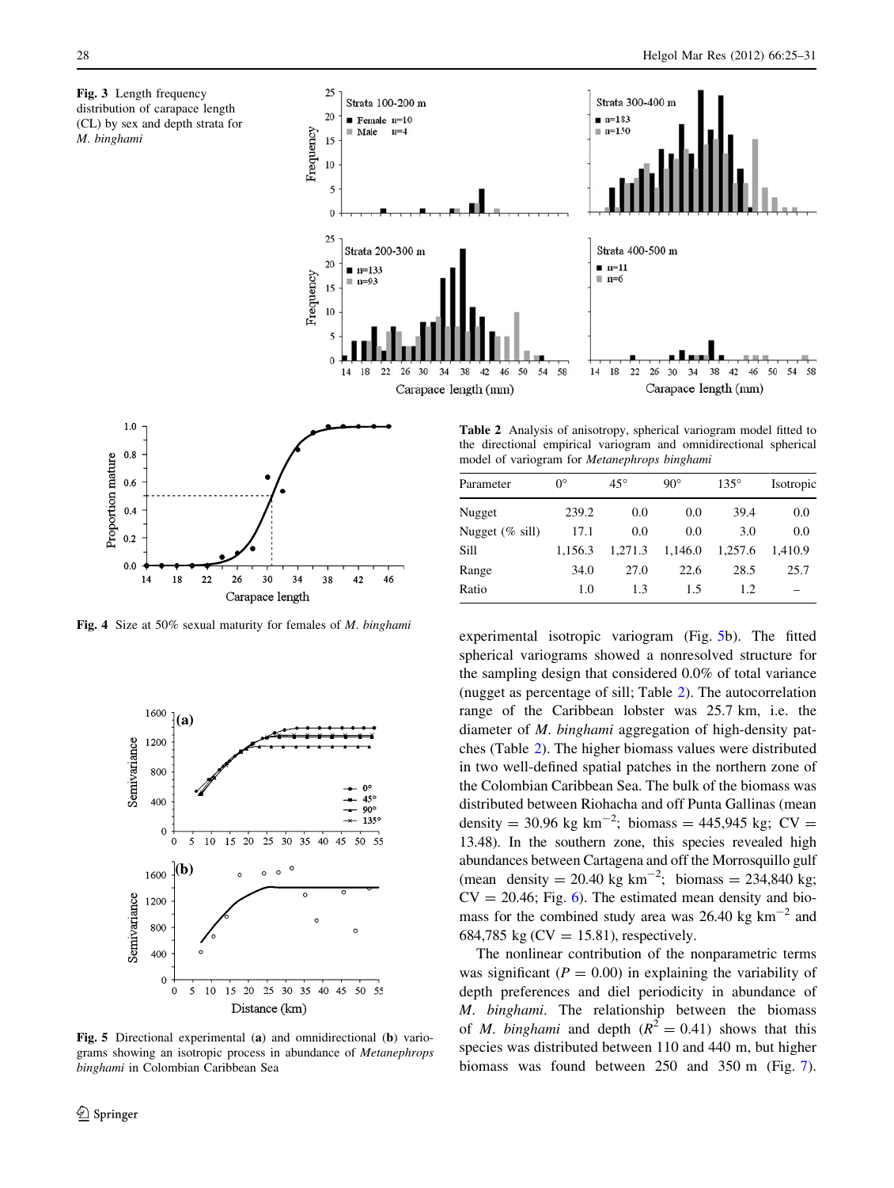**Fig. 3** Length frequency distribution of carapace length (CL) by sex and depth strata for *M. binghami*

**Fig. 4** Size at 50% sexual maturity for females of *M. binghami*

**Fig. 5** Directional experimental (**a**) and omnidirectional (**b**) variograms showing an isotropic process in abundance of *Metanephrops binghami* in Colombian Caribbean Sea

**Table 2** Analysis of anisotropy, spherical variogram model fitted to the directional empirical variogram and omnidirectional spherical model of variogram for *Metanephrops binghami*

| Parameter | 0° | 45° | 90° | 135° | Isotropic |
|---|---|---|---|---|---|
| Nugget | 239.2 | 0.0 | 0.0 | 39.4 | 0.0 |
| Nugget (% sill) | 17.1 | 0.0 | 0.0 | 3.0 | 0.0 |
| Sill | 1,156.3 | 1,271.3 | 1,146.0 | 1,257.6 | 1,410.9 |
| Range | 34.0 | 27.0 | 22.6 | 28.5 | 25.7 |
| Ratio | 1.0 | 1.3 | 1.5 | 1.2 | – |

experimental isotropic variogram (Fig. 5b). The fitted spherical variograms showed a nonresolved structure for the sampling design that considered 0.0% of total variance (nugget as percentage of sill; Table 2). The autocorrelation range of the Caribbean lobster was 25.7 km, i.e. the diameter of *M. binghami* aggregation of high-density patches (Table 2). The higher biomass values were distributed in two well-defined spatial patches in the northern zone of the Colombian Caribbean Sea. The bulk of the biomass was distributed between Riohacha and off Punta Gallinas (mean density = 30.96 kg $km^{-2}$; biomass = 445,945 kg; CV = 13.48). In the southern zone, this species revealed high abundances between Cartagena and off the Morrosquillo gulf (mean density = 20.40 kg $km^{-2}$; biomass = 234,840 kg; CV = 20.46; Fig. 6). The estimated mean density and biomass for the combined study area was 26.40 kg $km^{-2}$ and 684,785 kg (CV = 15.81), respectively.

The nonlinear contribution of the nonparametric terms was significant ($P = 0.00$) in explaining the variability of depth preferences and diel periodicity in abundance of *M. binghami*. The relationship between the biomass of *M. binghami* and depth ($R^2 = 0.41$) shows that this species was distributed between 110 and 440 m, but higher biomass was found between 250 and 350 m (Fig. 7).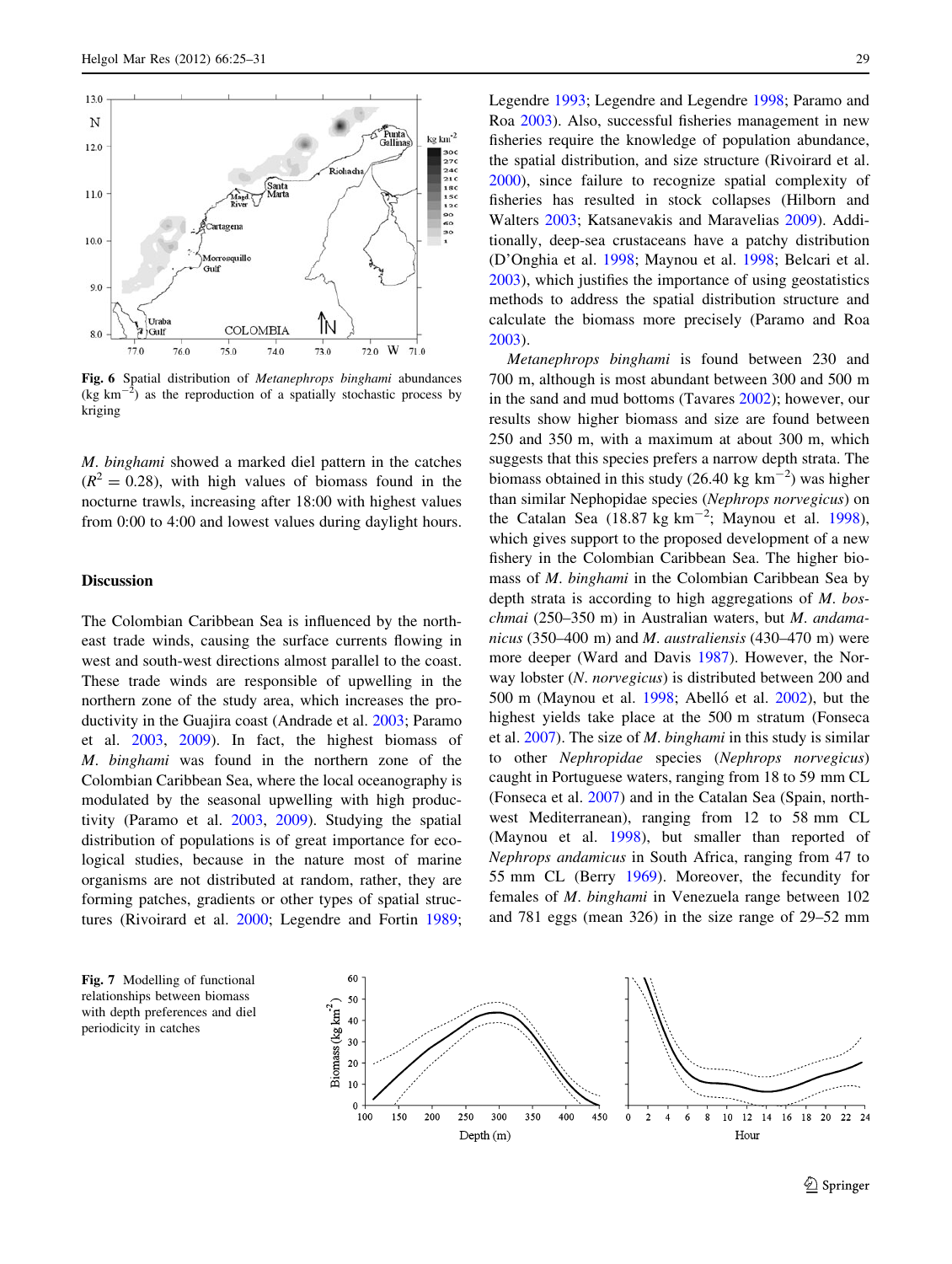Fig. 6 Spatial distribution of *Metanephrops binghami* abundances (kg km$^{-2}$) as the reproduction of a spatially stochastic process by kriging

*M. binghami* showed a marked diel pattern in the catches ($R^2 = 0.28$), with high values of biomass found in the nocturne trawls, increasing after 18:00 with highest values from 0:00 to 4:00 and lowest values during daylight hours.

## Discussion

The Colombian Caribbean Sea is influenced by the north-east trade winds, causing the surface currents flowing in west and south-west directions almost parallel to the coast. These trade winds are responsible of upwelling in the northern zone of the study area, which increases the productivity in the Guajira coast (Andrade et al. 2003; Paramo et al. 2003, 2009). In fact, the highest biomass of *M. binghami* was found in the northern zone of the Colombian Caribbean Sea, where the local oceanography is modulated by the seasonal upwelling with high productivity (Paramo et al. 2003, 2009). Studying the spatial distribution of populations is of great importance for ecological studies, because in the nature most of marine organisms are not distributed at random, rather, they are forming patches, gradients or other types of spatial structures (Rivoirard et al. 2000; Legendre and Fortin 1989; Legendre 1993; Legendre and Legendre 1998; Paramo and Roa 2003). Also, successful fisheries management in new fisheries require the knowledge of population abundance, the spatial distribution, and size structure (Rivoirard et al. 2000), since failure to recognize spatial complexity of fisheries has resulted in stock collapses (Hilborn and Walters 2003; Katsanevakis and Maravelias 2009). Additionally, deep-sea crustaceans have a patchy distribution (D'Onghia et al. 1998; Maynou et al. 1998; Belcari et al. 2003), which justifies the importance of using geostatistics methods to address the spatial distribution structure and calculate the biomass more precisely (Paramo and Roa 2003).

*Metanephrops binghami* is found between 230 and 700 m, although is most abundant between 300 and 500 m in the sand and mud bottoms (Tavares 2002); however, our results show higher biomass and size are found between 250 and 350 m, with a maximum at about 300 m, which suggests that this species prefers a narrow depth strata. The biomass obtained in this study (26.40 kg km$^{-2}$) was higher than similar Nephopidae species (*Nephrops norvegicus*) on the Catalan Sea (18.87 kg km$^{-2}$; Maynou et al. 1998), which gives support to the proposed development of a new fishery in the Colombian Caribbean Sea. The higher biomass of *M. binghami* in the Colombian Caribbean Sea by depth strata is according to high aggregations of *M. boschmai* (250–350 m) in Australian waters, but *M. andamanicus* (350–400 m) and *M. australiensis* (430–470 m) were more deeper (Ward and Davis 1987). However, the Norway lobster (*N. norvegicus*) is distributed between 200 and 500 m (Maynou et al. 1998; Abelló et al. 2002), but the highest yields take place at the 500 m stratum (Fonseca et al. 2007). The size of *M. binghami* in this study is similar to other *Nephropidae* species (*Nephrops norvegicus*) caught in Portuguese waters, ranging from 18 to 59 mm CL (Fonseca et al. 2007) and in the Catalan Sea (Spain, northwest Mediterranean), ranging from 12 to 58 mm CL (Maynou et al. 1998), but smaller than reported of *Nephrops andamicus* in South Africa, ranging from 47 to 55 mm CL (Berry 1969). Moreover, the fecundity for females of *M. binghami* in Venezuela range between 102 and 781 eggs (mean 326) in the size range of 29–52 mm

Fig. 7 Modelling of functional relationships between biomass with depth preferences and diel periodicity in catches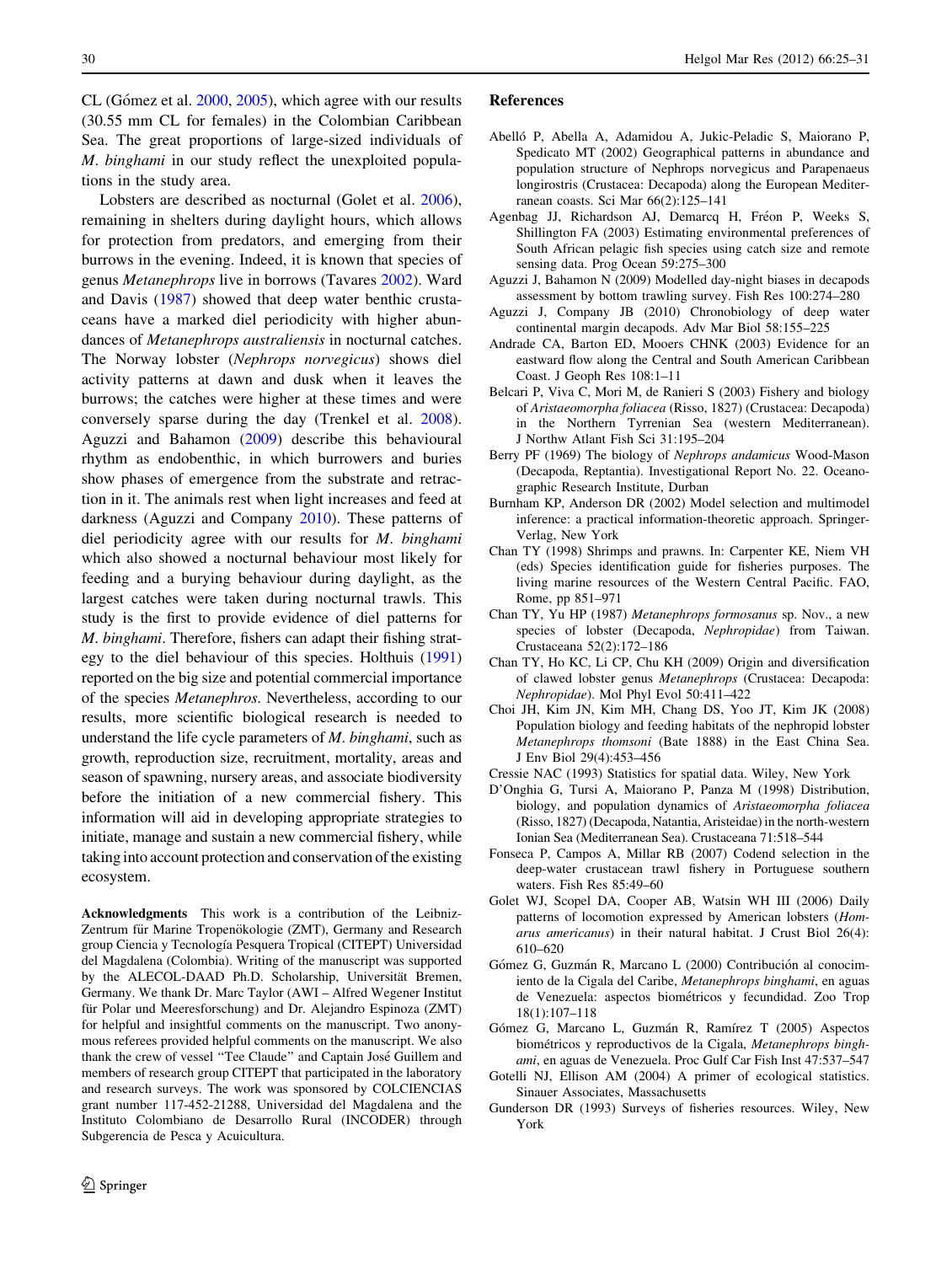CL (Gómez et al. 2000, 2005), which agree with our results (30.55 mm CL for females) in the Colombian Caribbean Sea. The great proportions of large-sized individuals of *M. binghami* in our study reflect the unexploited populations in the study area.

Lobsters are described as nocturnal (Golet et al. 2006), remaining in shelters during daylight hours, which allows for protection from predators, and emerging from their burrows in the evening. Indeed, it is known that species of genus *Metanephrops* live in borrows (Tavares 2002). Ward and Davis (1987) showed that deep water benthic crustaceans have a marked diel periodicity with higher abundances of *Metanephrops australiensis* in nocturnal catches. The Norway lobster (*Nephrops norvegicus*) shows diel activity patterns at dawn and dusk when it leaves the burrows; the catches were higher at these times and were conversely sparse during the day (Trenkel et al. 2008). Aguzzi and Bahamon (2009) describe this behavioural rhythm as endobenthic, in which burrowers and buries show phases of emergence from the substrate and retraction in it. The animals rest when light increases and feed at darkness (Aguzzi and Company 2010). These patterns of diel periodicity agree with our results for *M. binghami* which also showed a nocturnal behaviour most likely for feeding and a burying behaviour during daylight, as the largest catches were taken during nocturnal trawls. This study is the first to provide evidence of diel patterns for *M. binghami*. Therefore, fishers can adapt their fishing strategy to the diel behaviour of this species. Holthuis (1991) reported on the big size and potential commercial importance of the species *Metanephros*. Nevertheless, according to our results, more scientific biological research is needed to understand the life cycle parameters of *M. binghami*, such as growth, reproduction size, recruitment, mortality, areas and season of spawning, nursery areas, and associate biodiversity before the initiation of a new commercial fishery. This information will aid in developing appropriate strategies to initiate, manage and sustain a new commercial fishery, while taking into account protection and conservation of the existing ecosystem.

**Acknowledgments** This work is a contribution of the Leibniz-Zentrum für Marine Tropenökologie (ZMT), Germany and Research group Ciencia y Tecnología Pesquera Tropical (CITEPT) Universidad del Magdalena (Colombia). Writing of the manuscript was supported by the ALECOL-DAAD Ph.D. Scholarship, Universität Bremen, Germany. We thank Dr. Marc Taylor (AWI – Alfred Wegener Institut für Polar und Meeresforschung) and Dr. Alejandro Espinoza (ZMT) for helpful and insightful comments on the manuscript. Two anonymous referees provided helpful comments on the manuscript. We also thank the crew of vessel "Tee Claude" and Captain José Guillem and members of research group CITEPT that participated in the laboratory and research surveys. The work was sponsored by COLCIENCIAS grant number 117-452-21288, Universidad del Magdalena and the Instituto Colombiano de Desarrollo Rural (INCODER) through Subgerencia de Pesca y Acuicultura.

## References

Abelló P, Abella A, Adamidou A, Jukic-Peladic S, Maiorano P, Spedicato MT (2002) Geographical patterns in abundance and population structure of Nephrops norvegicus and Parapenaeus longirostris (Crustacea: Decapoda) along the European Mediterranean coasts. Sci Mar 66(2):125–141

Agenbag JJ, Richardson AJ, Demarcq H, Fréon P, Weeks S, Shillington FA (2003) Estimating environmental preferences of South African pelagic fish species using catch size and remote sensing data. Prog Ocean 59:275–300

Aguzzi J, Bahamon N (2009) Modelled day-night biases in decapods assessment by bottom trawling survey. Fish Res 100:274–280

Aguzzi J, Company JB (2010) Chronobiology of deep water continental margin decapods. Adv Mar Biol 58:155–225

Andrade CA, Barton ED, Mooers CHNK (2003) Evidence for an eastward flow along the Central and South American Caribbean Coast. J Geoph Res 108:1–11

Belcari P, Viva C, Mori M, de Ranieri S (2003) Fishery and biology of *Aristaeomorpha foliacea* (Risso, 1827) (Crustacea: Decapoda) in the Northern Tyrrenian Sea (western Mediterranean). J Northw Atlant Fish Sci 31:195–204

Berry PF (1969) The biology of *Nephrops andamicus* Wood-Mason (Decapoda, Reptantia). Investigational Report No. 22. Oceanographic Research Institute, Durban

Burnham KP, Anderson DR (2002) Model selection and multimodel inference: a practical information-theoretic approach. Springer-Verlag, New York

Chan TY (1998) Shrimps and prawns. In: Carpenter KE, Niem VH (eds) Species identification guide for fisheries purposes. The living marine resources of the Western Central Pacific. FAO, Rome, pp 851–971

Chan TY, Yu HP (1987) *Metanephrops formosanus* sp. Nov., a new species of lobster (Decapoda, *Nephropidae*) from Taiwan. Crustaceana 52(2):172–186

Chan TY, Ho KC, Li CP, Chu KH (2009) Origin and diversification of clawed lobster genus *Metanephrops* (Crustacea: Decapoda: *Nephropidae*). Mol Phyl Evol 50:411–422

Choi JH, Kim JN, Kim MH, Chang DS, Yoo JT, Kim JK (2008) Population biology and feeding habitats of the nephropid lobster *Metanephrops thomsoni* (Bate 1888) in the East China Sea. J Env Biol 29(4):453–456

Cressie NAC (1993) Statistics for spatial data. Wiley, New York

D'Onghia G, Tursi A, Maiorano P, Panza M (1998) Distribution, biology, and population dynamics of *Aristaeomorpha foliacea* (Risso, 1827) (Decapoda, Natantia, Aristeidae) in the north-western Ionian Sea (Mediterranean Sea). Crustaceana 71:518–544

Fonseca P, Campos A, Millar RB (2007) Codend selection in the deep-water crustacean trawl fishery in Portuguese southern waters. Fish Res 85:49–60

Golet WJ, Scopel DA, Cooper AB, Watsin WH III (2006) Daily patterns of locomotion expressed by American lobsters (*Homarus americanus*) in their natural habitat. J Crust Biol 26(4): 610–620

Gómez G, Guzmán R, Marcano L (2000) Contribución al conocimiento de la Cigala del Caribe, *Metanephrops binghami*, en aguas de Venezuela: aspectos biométricos y fecundidad. Zoo Trop 18(1):107–118

Gómez G, Marcano L, Guzmán R, Ramírez T (2005) Aspectos biométricos y reproductivos de la Cigala, *Metanephrops binghami*, en aguas de Venezuela. Proc Gulf Car Fish Inst 47:537–547

Gotelli NJ, Ellison AM (2004) A primer of ecological statistics. Sinauer Associates, Massachusetts

Gunderson DR (1993) Surveys of fisheries resources. Wiley, New York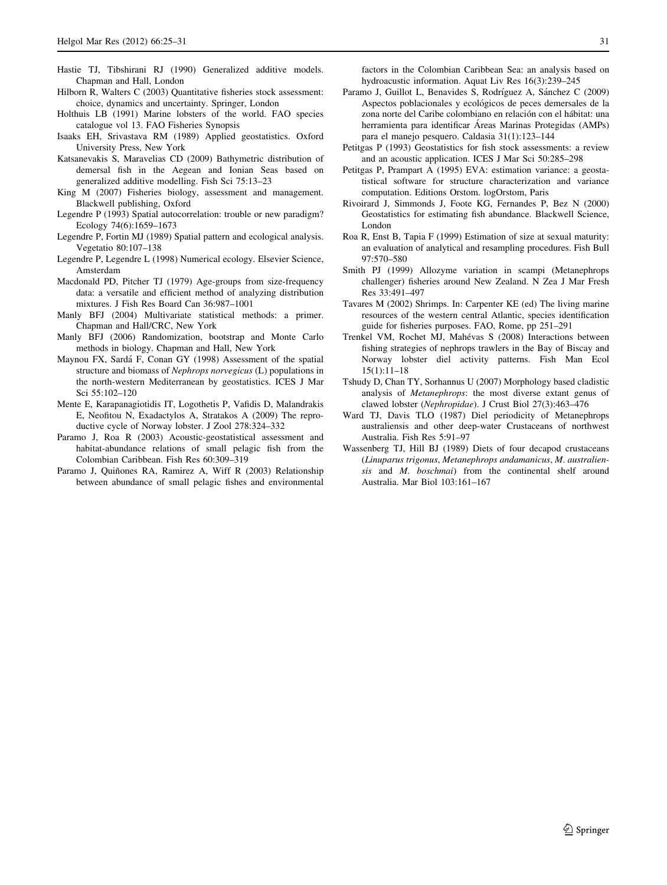Hastie TJ, Tibshirani RJ (1990) Generalized additive models. Chapman and Hall, London

Hilborn R, Walters C (2003) Quantitative fisheries stock assessment: choice, dynamics and uncertainty. Springer, London

Holthuis LB (1991) Marine lobsters of the world. FAO species catalogue vol 13. FAO Fisheries Synopsis

Isaaks EH, Srivastava RM (1989) Applied geostatistics. Oxford University Press, New York

Katsanevakis S, Maravelias CD (2009) Bathymetric distribution of demersal fish in the Aegean and Ionian Seas based on generalized additive modelling. Fish Sci 75:13–23

King M (2007) Fisheries biology, assessment and management. Blackwell publishing, Oxford

Legendre P (1993) Spatial autocorrelation: trouble or new paradigm? Ecology 74(6):1659–1673

Legendre P, Fortin MJ (1989) Spatial pattern and ecological analysis. Vegetatio 80:107–138

Legendre P, Legendre L (1998) Numerical ecology. Elsevier Science, Amsterdam

Macdonald PD, Pitcher TJ (1979) Age-groups from size-frequency data: a versatile and efficient method of analyzing distribution mixtures. J Fish Res Board Can 36:987–1001

Manly BFJ (2004) Multivariate statistical methods: a primer. Chapman and Hall/CRC, New York

Manly BFJ (2006) Randomization, bootstrap and Monte Carlo methods in biology. Chapman and Hall, New York

Maynou FX, Sardá F, Conan GY (1998) Assessment of the spatial structure and biomass of *Nephrops norvegicus* (L) populations in the north-western Mediterranean by geostatistics. ICES J Mar Sci 55:102–120

Mente E, Karapanagiotidis IT, Logothetis P, Vafidis D, Malandrakis E, Neofitou N, Exadactylos A, Stratakos A (2009) The reproductive cycle of Norway lobster. J Zool 278:324–332

Paramo J, Roa R (2003) Acoustic-geostatistical assessment and habitat-abundance relations of small pelagic fish from the Colombian Caribbean. Fish Res 60:309–319

Paramo J, Quiñones RA, Ramirez A, Wiff R (2003) Relationship between abundance of small pelagic fishes and environmental factors in the Colombian Caribbean Sea: an analysis based on hydroacustic information. Aquat Liv Res 16(3):239–245

Paramo J, Guillot L, Benavides S, Rodríguez A, Sánchez C (2009) Aspectos poblacionales y ecológicos de peces demersales de la zona norte del Caribe colombiano en relación con el hábitat: una herramienta para identificar Áreas Marinas Protegidas (AMPs) para el manejo pesquero. Caldasia 31(1):123–144

Petitgas P (1993) Geostatistics for fish stock assessments: a review and an acoustic application. ICES J Mar Sci 50:285–298

Petitgas P, Prampart A (1995) EVA: estimation variance: a geostatistical software for structure characterization and variance computation. Editions Orstom. logOrstom, Paris

Rivoirard J, Simmonds J, Foote KG, Fernandes P, Bez N (2000) Geostatistics for estimating fish abundance. Blackwell Science, London

Roa R, Enst B, Tapia F (1999) Estimation of size at sexual maturity: an evaluation of analytical and resampling procedures. Fish Bull 97:570–580

Smith PJ (1999) Allozyme variation in scampi (Metanephrops challenger) fisheries around New Zealand. N Zea J Mar Fresh Res 33:491–497

Tavares M (2002) Shrimps. In: Carpenter KE (ed) The living marine resources of the western central Atlantic, species identification guide for fisheries purposes. FAO, Rome, pp 251–291

Trenkel VM, Rochet MJ, Mahévas S (2008) Interactions between fishing strategies of nephrops trawlers in the Bay of Biscay and Norway lobster diel activity patterns. Fish Man Ecol 15(1):11–18

Tshudy D, Chan TY, Sorhannus U (2007) Morphology based cladistic analysis of *Metanephrops*: the most diverse extant genus of clawed lobster (*Nephropidae*). J Crust Biol 27(3):463–476

Ward TJ, Davis TLO (1987) Diel periodicity of Metanephrops australiensis and other deep-water Crustaceans of northwest Australia. Fish Res 5:91–97

Wassenberg TJ, Hill BJ (1989) Diets of four decapod crustaceans (*Linuparus trigonus*, *Metanephrops andamanicus*, *M. australiensis* and *M. boschmai*) from the continental shelf around Australia. Mar Biol 103:161–167